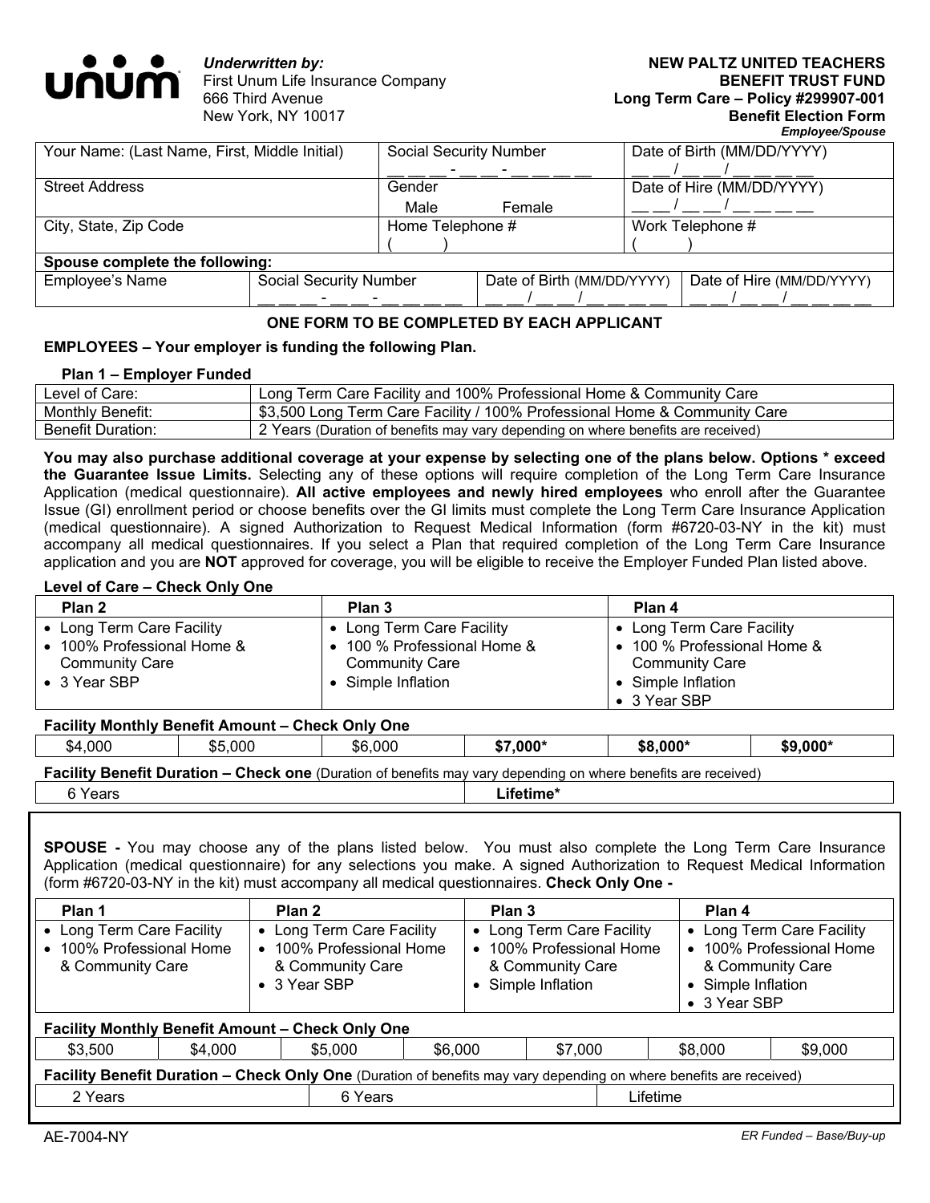**unum**

*Underwritten by:*
First Unum Life Insurance Company
666 Third Avenue
New York, NY 10017

**NEW PALTZ UNITED TEACHERS**
**BENEFIT TRUST FUND**
**Long Term Care – Policy #299907-001**
**Benefit Election Form**
***Employee/Spouse***

| Your Name: (Last Name, First, Middle Initial) | Social Security Number<br>__ __ __ - __ __ - __ __ __ __ | Date of Birth (MM/DD/YYYY)<br>__ __ / __ __ / __ __ __ __ |
|---|---|---|
| Street Address | Gender<br>Male Female | Date of Hire (MM/DD/YYYY)<br>__ __ / __ __ / __ __ __ __ |
| City, State, Zip Code | Home Telephone #<br>( ) | Work Telephone #<br>( ) |

**Spouse complete the following:**

| Employee's Name | Social Security Number | Date of Birth (MM/DD/YYYY) | Date of Hire (MM/DD/YYYY) |
|---|---|---|---|
| | __ __ __ - __ __ - __ __ __ __ | __ __ / __ __ / __ __ __ __ | __ __ / __ __ / __ __ __ __ |

**ONE FORM TO BE COMPLETED BY EACH APPLICANT**

**EMPLOYEES – Your employer is funding the following Plan.**

**Plan 1 – Employer Funded**

| Level of Care: | Long Term Care Facility and 100% Professional Home & Community Care |
|---|---|
| Monthly Benefit: | $3,500 Long Term Care Facility / 100% Professional Home & Community Care |
| Benefit Duration: | 2 Years (Duration of benefits may vary depending on where benefits are received) |

**You may also purchase additional coverage at your expense by selecting one of the plans below. Options * exceed the Guarantee Issue Limits.** Selecting any of these options will require completion of the Long Term Care Insurance Application (medical questionnaire). **All active employees and newly hired employees** who enroll after the Guarantee Issue (GI) enrollment period or choose benefits over the GI limits must complete the Long Term Care Insurance Application (medical questionnaire). A signed Authorization to Request Medical Information (form #6720-03-NY in the kit) must accompany all medical questionnaires. If you select a Plan that required completion of the Long Term Care Insurance application and you are **NOT** approved for coverage, you will be eligible to receive the Employer Funded Plan listed above.

**Level of Care – Check Only One**

| Plan 2 | Plan 3 | Plan 4 |
|---|---|---|
| • Long Term Care Facility<br>• 100% Professional Home & Community Care<br>• 3 Year SBP | • Long Term Care Facility<br>• 100 % Professional Home & Community Care<br>• Simple Inflation | • Long Term Care Facility<br>• 100 % Professional Home & Community Care<br>• Simple Inflation<br>• 3 Year SBP |

**Facility Monthly Benefit Amount – Check Only One**

| $4,000 | $5,000 | $6,000 | **$7,000*** | **$8,000*** | **$9,000*** |
|---|---|---|---|---|---|

**Facility Benefit Duration – Check one** (Duration of benefits may vary depending on where benefits are received)

| 6 Years | **Lifetime*** |
|---|---|

**SPOUSE -** You may choose any of the plans listed below. You must also complete the Long Term Care Insurance Application (medical questionnaire) for any selections you make. A signed Authorization to Request Medical Information (form #6720-03-NY in the kit) must accompany all medical questionnaires. **Check Only One -**

| Plan 1 | Plan 2 | Plan 3 | Plan 4 |
|---|---|---|---|
| • Long Term Care Facility<br>• 100% Professional Home & Community Care | • Long Term Care Facility<br>• 100% Professional Home & Community Care<br>• 3 Year SBP | • Long Term Care Facility<br>• 100% Professional Home & Community Care<br>• Simple Inflation | • Long Term Care Facility<br>• 100% Professional Home & Community Care<br>• Simple Inflation<br>• 3 Year SBP |

**Facility Monthly Benefit Amount – Check Only One**

| $3,500 | $4,000 | $5,000 | $6,000 | $7,000 | $8,000 | $9,000 |
|---|---|---|---|---|---|---|

**Facility Benefit Duration – Check Only One** (Duration of benefits may vary depending on where benefits are received)

| 2 Years | 6 Years | Lifetime |
|---|---|---|

AE-7004-NY

*ER Funded – Base/Buy-up*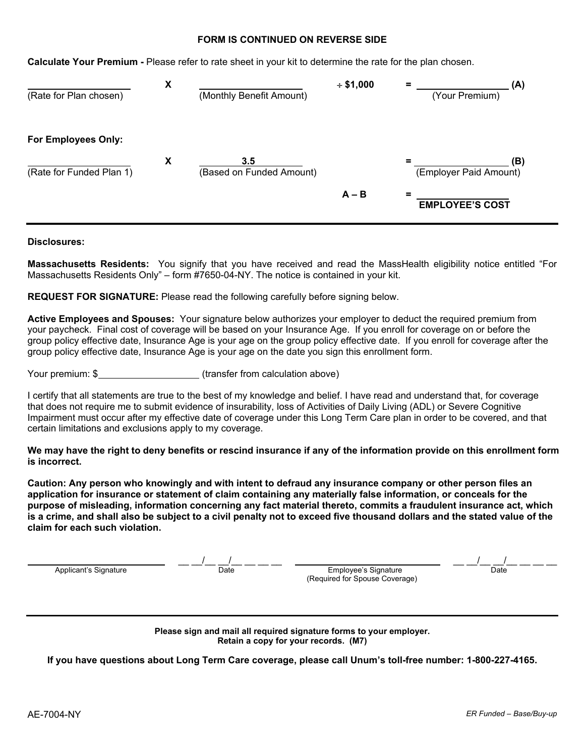**FORM IS CONTINUED ON REVERSE SIDE**

**Calculate Your Premium -** Please refer to rate sheet in your kit to determine the rate for the plan chosen.

| | | | | | | |
|---|---|---|---|---|---|---|
| ____________ (Rate for Plan chosen) | X | ____________ (Monthly Benefit Amount) | ÷ $1,000 | = | ____________ (Your Premium) | (A) |

**For Employees Only:**

| | | | | | | |
|---|---|---|---|---|---|---|
| ____________ (Rate for Funded Plan 1) | X | 3.5 (Based on Funded Amount) | | = | ____________ (Employer Paid Amount) | (B) |
| | | | A – B | = | ____________ **EMPLOYEE'S COST** | |

---

**Disclosures:**

**Massachusetts Residents:** You signify that you have received and read the MassHealth eligibility notice entitled "For Massachusetts Residents Only" – form #7650-04-NY. The notice is contained in your kit.

**REQUEST FOR SIGNATURE:** Please read the following carefully before signing below.

**Active Employees and Spouses:** Your signature below authorizes your employer to deduct the required premium from your paycheck. Final cost of coverage will be based on your Insurance Age. If you enroll for coverage on or before the group policy effective date, Insurance Age is your age on the group policy effective date. If you enroll for coverage after the group policy effective date, Insurance Age is your age on the date you sign this enrollment form.

Your premium: $____________ (transfer from calculation above)

I certify that all statements are true to the best of my knowledge and belief. I have read and understand that, for coverage that does not require me to submit evidence of insurability, loss of Activities of Daily Living (ADL) or Severe Cognitive Impairment must occur after my effective date of coverage under this Long Term Care plan in order to be covered, and that certain limitations and exclusions apply to my coverage.

**We may have the right to deny benefits or rescind insurance if any of the information provide on this enrollment form is incorrect.**

**Caution: Any person who knowingly and with intent to defraud any insurance company or other person files an application for insurance or statement of claim containing any materially false information, or conceals for the purpose of misleading, information concerning any fact material thereto, commits a fraudulent insurance act, which is a crime, and shall also be subject to a civil penalty not to exceed five thousand dollars and the stated value of the claim for each such violation.**

| | | | |
|---|---|---|---|
| ____________ Applicant's Signature | __ __/__ __/__ __ __ __ Date | ____________ Employee's Signature (Required for Spouse Coverage) | __ __/__ __/__ __ __ __ Date |

---

**Please sign and mail all required signature forms to your employer.**
**Retain a copy for your records. (M7)**

**If you have questions about Long Term Care coverage, please call Unum's toll-free number: 1-800-227-4165.**

AE-7004-NY

*ER Funded – Base/Buy-up*